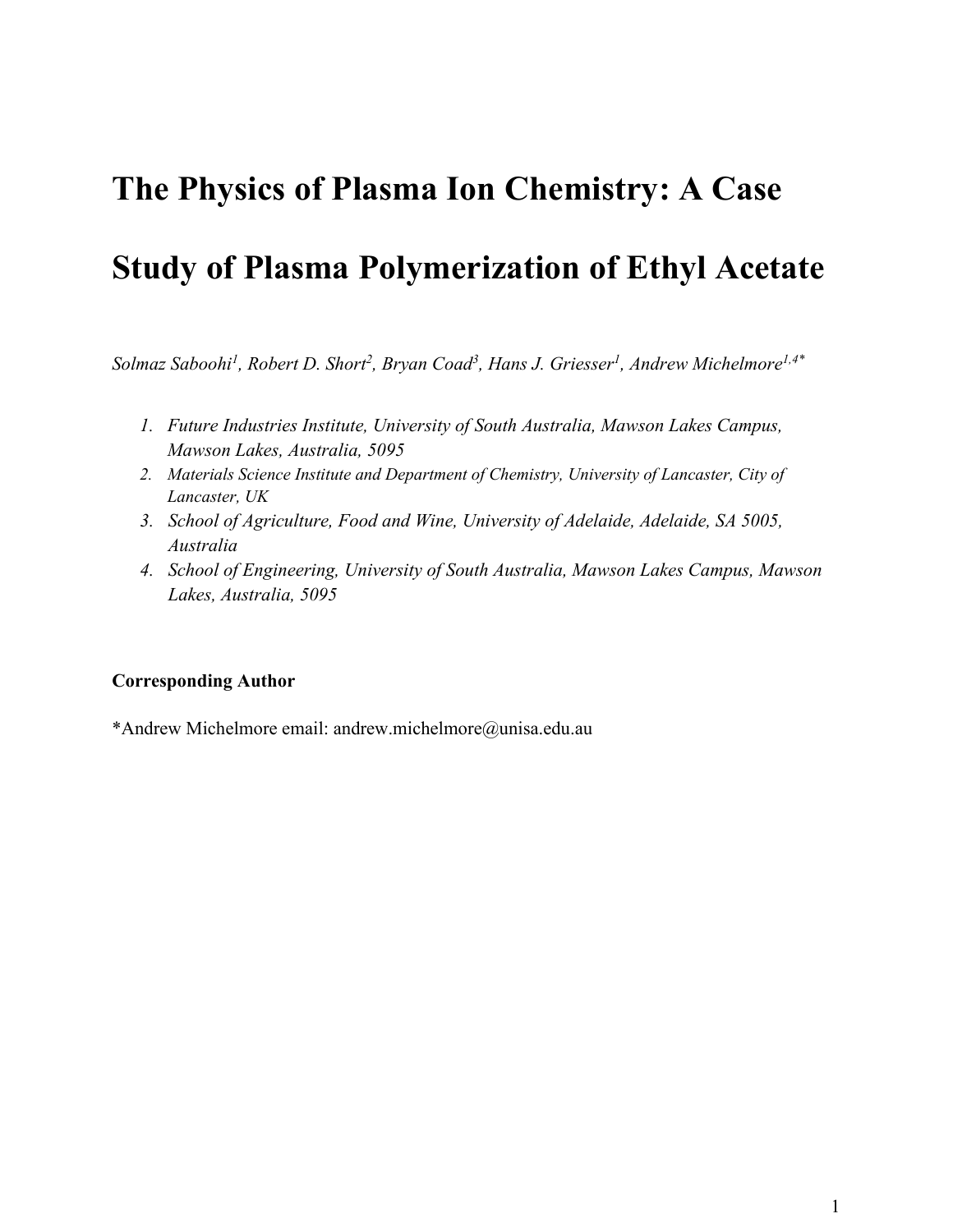# The Physics of Plasma Ion Chemistry: A Case Study of Plasma Polymerization of Ethyl Acetate

*Solmaz Saboohi[1], Robert D. Short[2], Bryan Coad[3], Hans J. Griesser[1], Andrew Michelmore[1,4*]*

1. *Future Industries Institute, University of South Australia, Mawson Lakes Campus, Mawson Lakes, Australia, 5095*
2. *Materials Science Institute and Department of Chemistry, University of Lancaster, City of Lancaster, UK*
3. *School of Agriculture, Food and Wine, University of Adelaide, Adelaide, SA 5005, Australia*
4. *School of Engineering, University of South Australia, Mawson Lakes Campus, Mawson Lakes, Australia, 5095*

**Corresponding Author**

*Andrew Michelmore email: andrew.michelmore@unisa.edu.au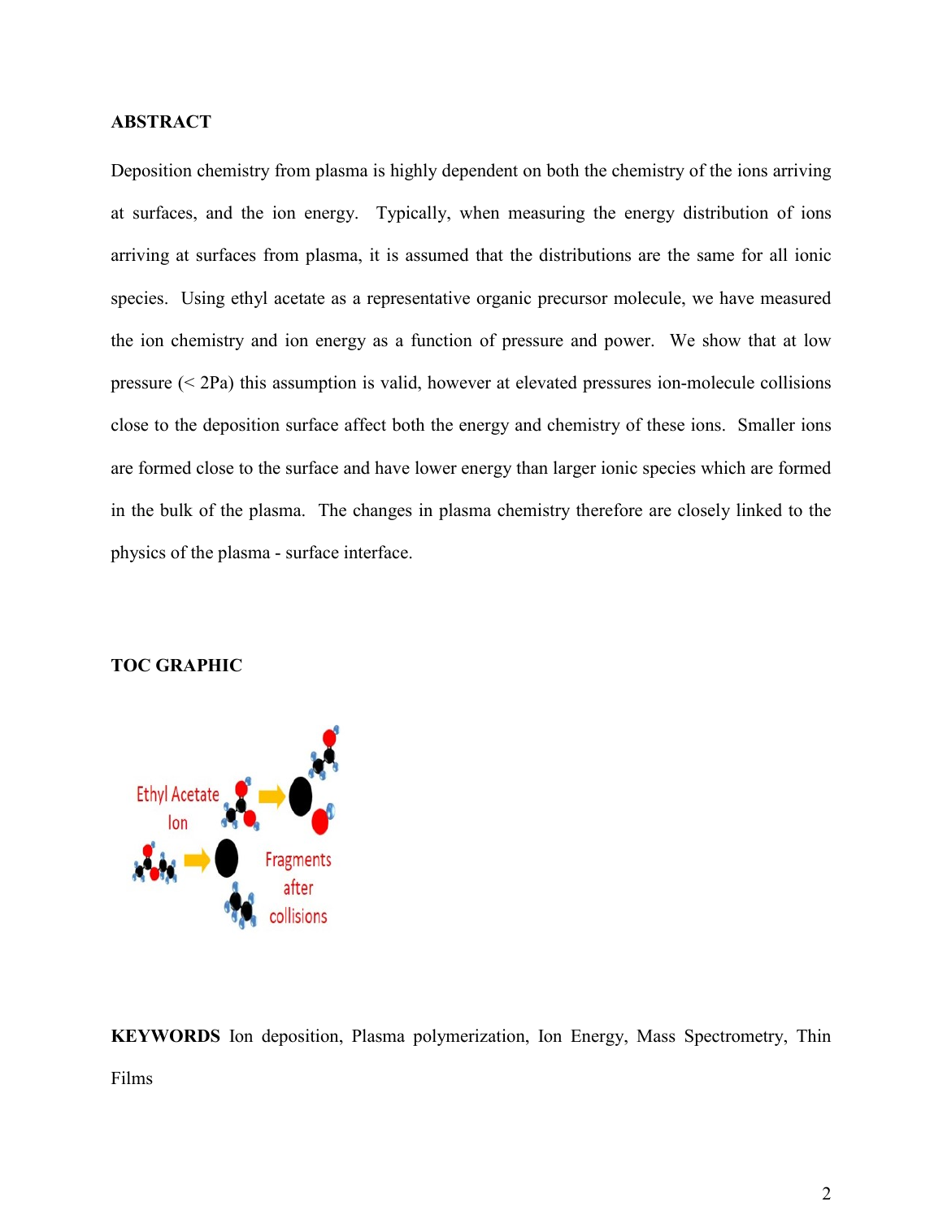**ABSTRACT**

Deposition chemistry from plasma is highly dependent on both the chemistry of the ions arriving at surfaces, and the ion energy. Typically, when measuring the energy distribution of ions arriving at surfaces from plasma, it is assumed that the distributions are the same for all ionic species. Using ethyl acetate as a representative organic precursor molecule, we have measured the ion chemistry and ion energy as a function of pressure and power. We show that at low pressure (< 2Pa) this assumption is valid, however at elevated pressures ion-molecule collisions close to the deposition surface affect both the energy and chemistry of these ions. Smaller ions are formed close to the surface and have lower energy than larger ionic species which are formed in the bulk of the plasma. The changes in plasma chemistry therefore are closely linked to the physics of the plasma - surface interface.

**TOC GRAPHIC**

Ethyl Acetate Ion

Fragments after collisions

**KEYWORDS** Ion deposition, Plasma polymerization, Ion Energy, Mass Spectrometry, Thin Films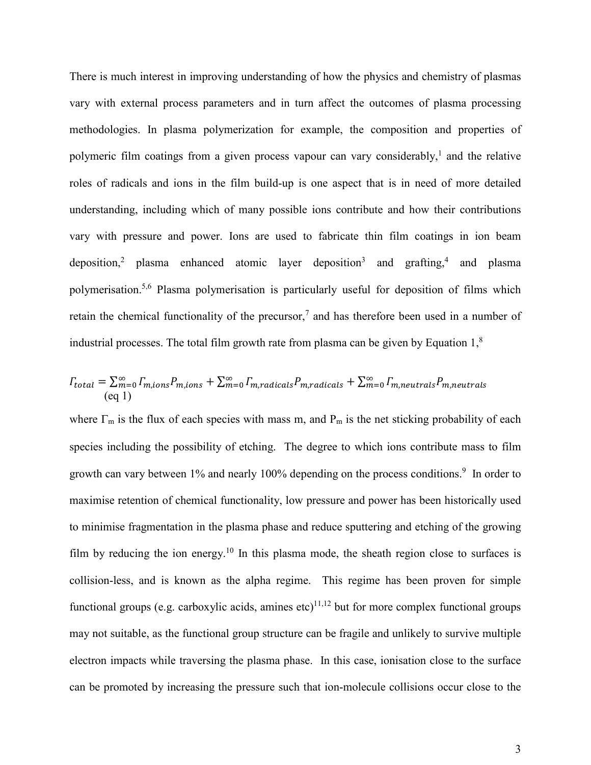There is much interest in improving understanding of how the physics and chemistry of plasmas vary with external process parameters and in turn affect the outcomes of plasma processing methodologies. In plasma polymerization for example, the composition and properties of polymeric film coatings from a given process vapour can vary considerably,[1] and the relative roles of radicals and ions in the film build-up is one aspect that is in need of more detailed understanding, including which of many possible ions contribute and how their contributions vary with pressure and power. Ions are used to fabricate thin film coatings in ion beam deposition,[2] plasma enhanced atomic layer deposition[3] and grafting,[4] and plasma polymerisation.[5,6] Plasma polymerisation is particularly useful for deposition of films which retain the chemical functionality of the precursor,[7] and has therefore been used in a number of industrial processes. The total film growth rate from plasma can be given by Equation 1,[8]

$$\Gamma_{total} = \sum_{m=0}^{\infty} \Gamma_{m,ions} P_{m,ions} + \sum_{m=0}^{\infty} \Gamma_{m,radicals} P_{m,radicals} + \sum_{m=0}^{\infty} \Gamma_{m,neutrals} P_{m,neutrals} \quad \text{(eq 1)}$$

where $\Gamma_m$ is the flux of each species with mass m, and $P_m$ is the net sticking probability of each species including the possibility of etching. The degree to which ions contribute mass to film growth can vary between 1% and nearly 100% depending on the process conditions.[9] In order to maximise retention of chemical functionality, low pressure and power has been historically used to minimise fragmentation in the plasma phase and reduce sputtering and etching of the growing film by reducing the ion energy.[10] In this plasma mode, the sheath region close to surfaces is collision-less, and is known as the alpha regime. This regime has been proven for simple functional groups (e.g. carboxylic acids, amines etc)[11,12] but for more complex functional groups may not suitable, as the functional group structure can be fragile and unlikely to survive multiple electron impacts while traversing the plasma phase. In this case, ionisation close to the surface can be promoted by increasing the pressure such that ion-molecule collisions occur close to the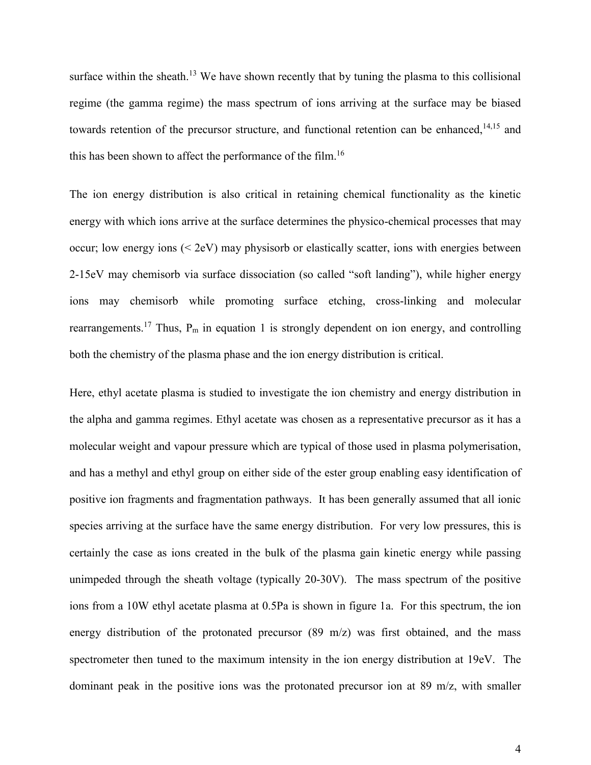surface within the sheath.[13] We have shown recently that by tuning the plasma to this collisional regime (the gamma regime) the mass spectrum of ions arriving at the surface may be biased towards retention of the precursor structure, and functional retention can be enhanced,[14,15] and this has been shown to affect the performance of the film.[16]

The ion energy distribution is also critical in retaining chemical functionality as the kinetic energy with which ions arrive at the surface determines the physico-chemical processes that may occur; low energy ions (< 2eV) may physisorb or elastically scatter, ions with energies between 2-15eV may chemisorb via surface dissociation (so called "soft landing"), while higher energy ions may chemisorb while promoting surface etching, cross-linking and molecular rearrangements.[17] Thus, $P_m$ in equation 1 is strongly dependent on ion energy, and controlling both the chemistry of the plasma phase and the ion energy distribution is critical.

Here, ethyl acetate plasma is studied to investigate the ion chemistry and energy distribution in the alpha and gamma regimes. Ethyl acetate was chosen as a representative precursor as it has a molecular weight and vapour pressure which are typical of those used in plasma polymerisation, and has a methyl and ethyl group on either side of the ester group enabling easy identification of positive ion fragments and fragmentation pathways. It has been generally assumed that all ionic species arriving at the surface have the same energy distribution. For very low pressures, this is certainly the case as ions created in the bulk of the plasma gain kinetic energy while passing unimpeded through the sheath voltage (typically 20-30V). The mass spectrum of the positive ions from a 10W ethyl acetate plasma at 0.5Pa is shown in figure 1a. For this spectrum, the ion energy distribution of the protonated precursor (89 m/z) was first obtained, and the mass spectrometer then tuned to the maximum intensity in the ion energy distribution at 19eV. The dominant peak in the positive ions was the protonated precursor ion at 89 m/z, with smaller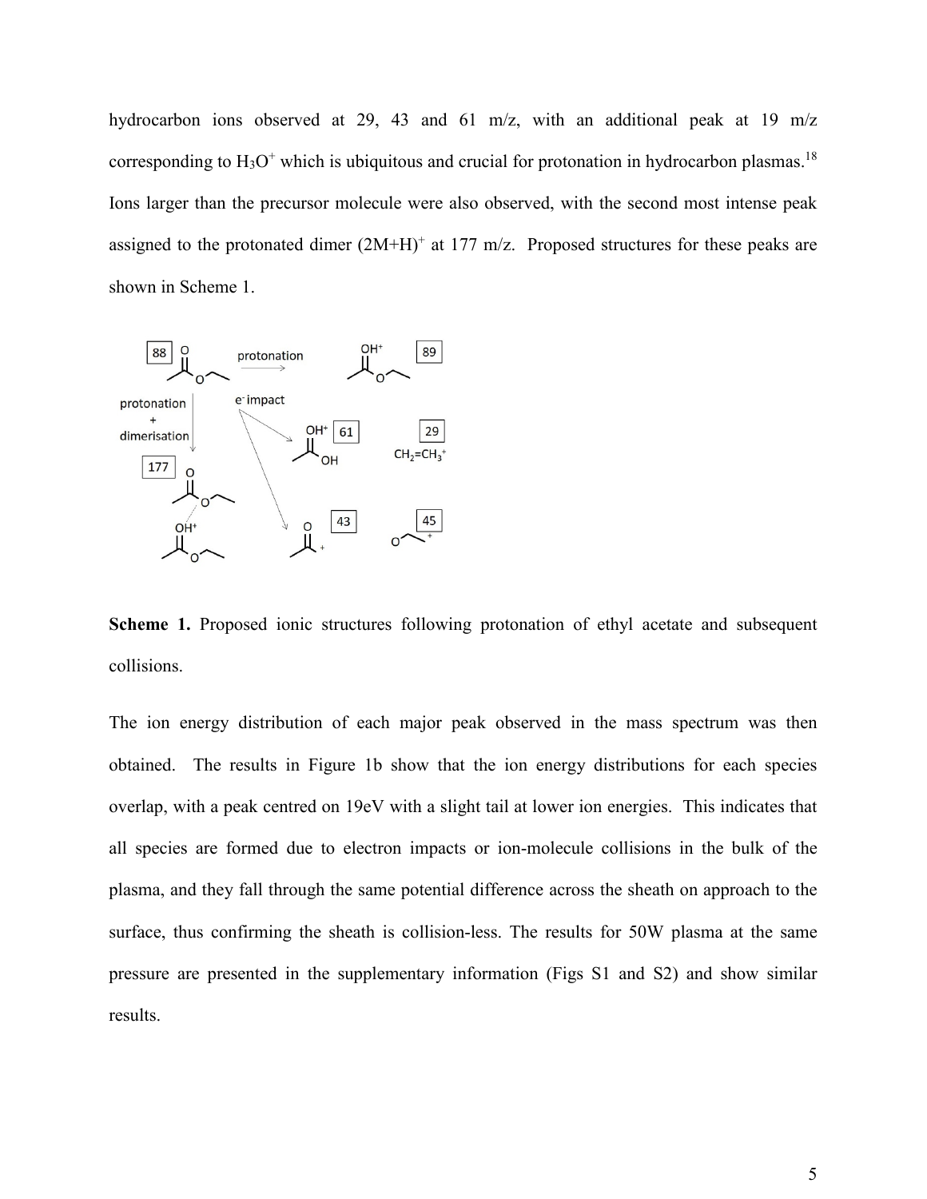hydrocarbon ions observed at 29, 43 and 61 m/z, with an additional peak at 19 m/z corresponding to $H_3O^+$ which is ubiquitous and crucial for protonation in hydrocarbon plasmas.[18] Ions larger than the precursor molecule were also observed, with the second most intense peak assigned to the protonated dimer $(2M+H)^+$ at 177 m/z. Proposed structures for these peaks are shown in Scheme 1.

88

protonation

89

protonation + dimerisation

e⁻ impact

61

29

$CH_2=CH_3^+$

177

43

45

**Scheme 1.** Proposed ionic structures following protonation of ethyl acetate and subsequent collisions.

The ion energy distribution of each major peak observed in the mass spectrum was then obtained. The results in Figure 1b show that the ion energy distributions for each species overlap, with a peak centred on 19eV with a slight tail at lower ion energies. This indicates that all species are formed due to electron impacts or ion-molecule collisions in the bulk of the plasma, and they fall through the same potential difference across the sheath on approach to the surface, thus confirming the sheath is collision-less. The results for 50W plasma at the same pressure are presented in the supplementary information (Figs S1 and S2) and show similar results.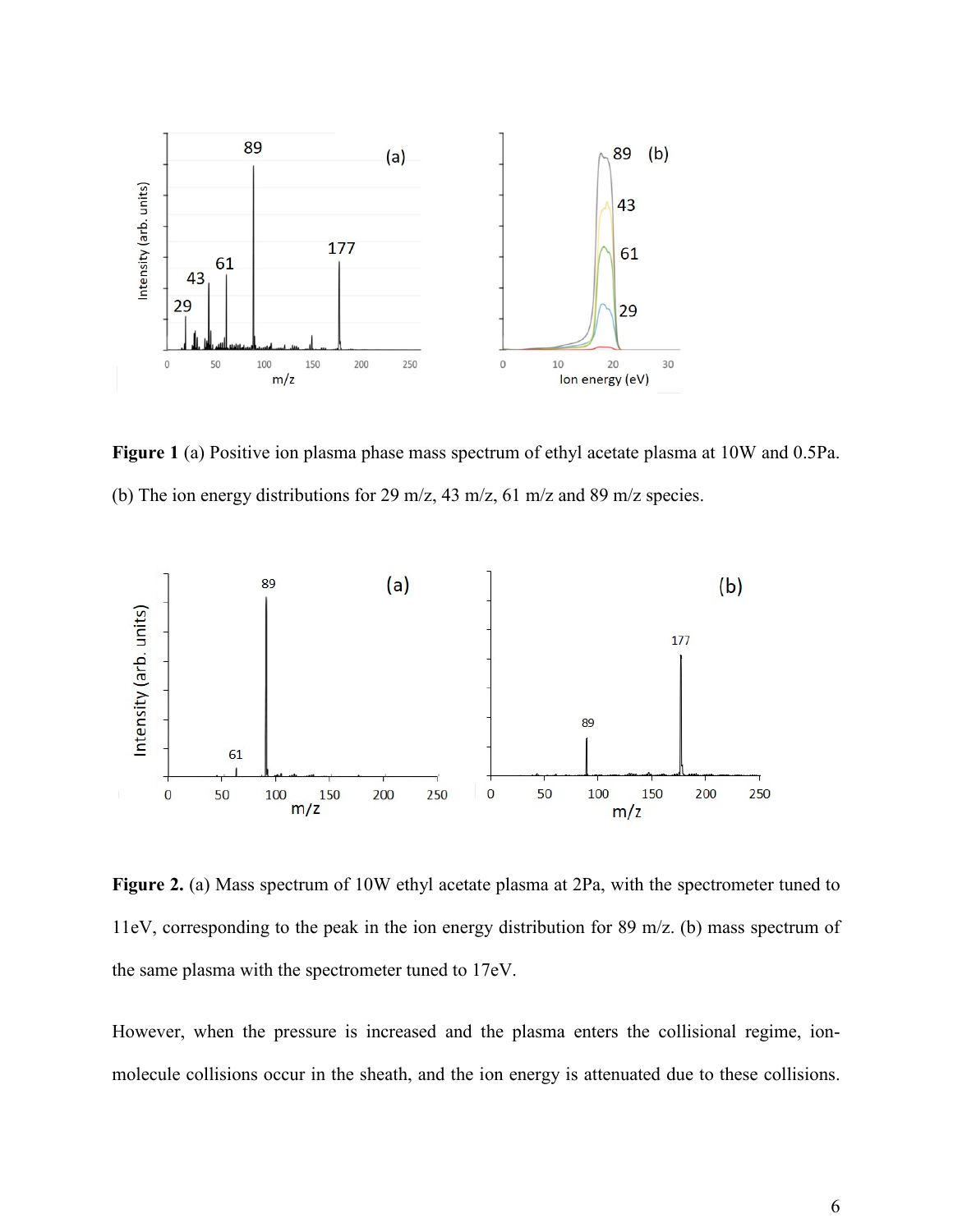Intensity (arb. units)

89

(a)

177

61

43

29

0 50 100 150 200 250

m/z

89 (b)

43

61

29

0 10 20 30

Ion energy (eV)

**Figure 1** (a) Positive ion plasma phase mass spectrum of ethyl acetate plasma at 10W and 0.5Pa. (b) The ion energy distributions for 29 m/z, 43 m/z, 61 m/z and 89 m/z species.

Intensity (arb. units)

89

(a)

61

0 50 100 150 200 250

m/z

(b)

177

89

0 50 100 150 200 250

m/z

**Figure 2.** (a) Mass spectrum of 10W ethyl acetate plasma at 2Pa, with the spectrometer tuned to 11eV, corresponding to the peak in the ion energy distribution for 89 m/z. (b) mass spectrum of the same plasma with the spectrometer tuned to 17eV.

However, when the pressure is increased and the plasma enters the collisional regime, ion-molecule collisions occur in the sheath, and the ion energy is attenuated due to these collisions.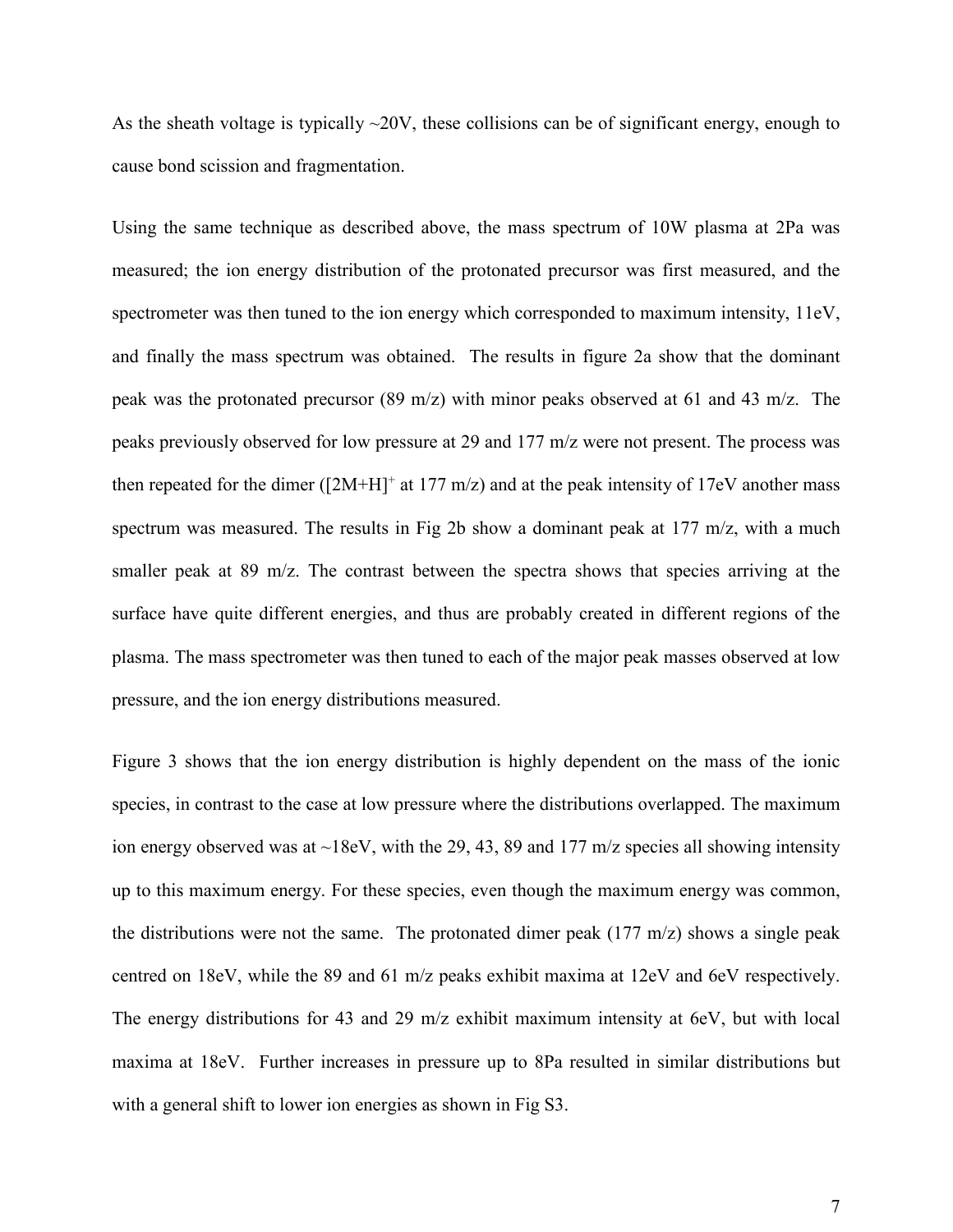As the sheath voltage is typically ~20V, these collisions can be of significant energy, enough to cause bond scission and fragmentation.

Using the same technique as described above, the mass spectrum of 10W plasma at 2Pa was measured; the ion energy distribution of the protonated precursor was first measured, and the spectrometer was then tuned to the ion energy which corresponded to maximum intensity, 11eV, and finally the mass spectrum was obtained. The results in figure 2a show that the dominant peak was the protonated precursor (89 m/z) with minor peaks observed at 61 and 43 m/z. The peaks previously observed for low pressure at 29 and 177 m/z were not present. The process was then repeated for the dimer ($[2M+H]^+$ at 177 m/z) and at the peak intensity of 17eV another mass spectrum was measured. The results in Fig 2b show a dominant peak at 177 m/z, with a much smaller peak at 89 m/z. The contrast between the spectra shows that species arriving at the surface have quite different energies, and thus are probably created in different regions of the plasma. The mass spectrometer was then tuned to each of the major peak masses observed at low pressure, and the ion energy distributions measured.

Figure 3 shows that the ion energy distribution is highly dependent on the mass of the ionic species, in contrast to the case at low pressure where the distributions overlapped. The maximum ion energy observed was at ~18eV, with the 29, 43, 89 and 177 m/z species all showing intensity up to this maximum energy. For these species, even though the maximum energy was common, the distributions were not the same. The protonated dimer peak (177 m/z) shows a single peak centred on 18eV, while the 89 and 61 m/z peaks exhibit maxima at 12eV and 6eV respectively. The energy distributions for 43 and 29 m/z exhibit maximum intensity at 6eV, but with local maxima at 18eV. Further increases in pressure up to 8Pa resulted in similar distributions but with a general shift to lower ion energies as shown in Fig S3.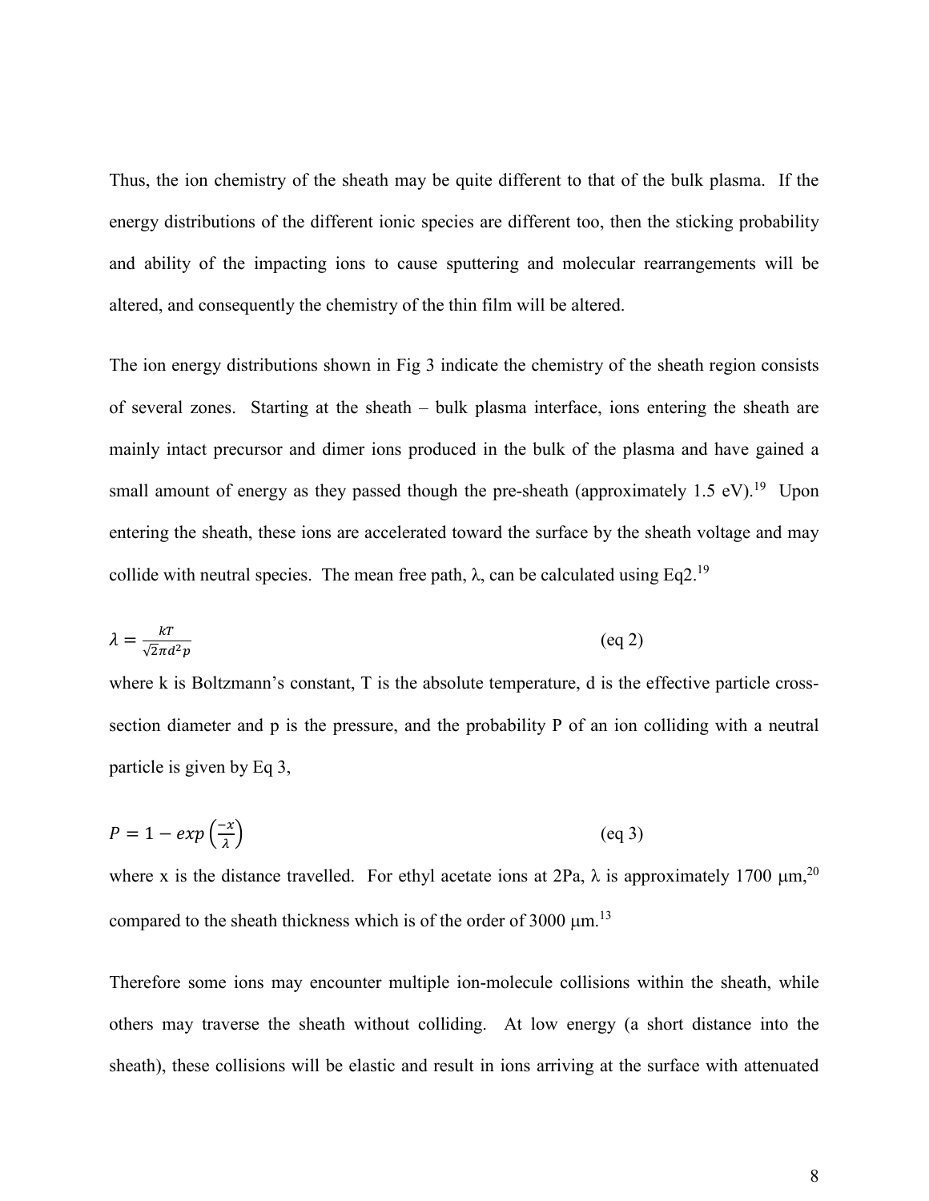Thus, the ion chemistry of the sheath may be quite different to that of the bulk plasma. If the energy distributions of the different ionic species are different too, then the sticking probability and ability of the impacting ions to cause sputtering and molecular rearrangements will be altered, and consequently the chemistry of the thin film will be altered.

The ion energy distributions shown in Fig 3 indicate the chemistry of the sheath region consists of several zones. Starting at the sheath – bulk plasma interface, ions entering the sheath are mainly intact precursor and dimer ions produced in the bulk of the plasma and have gained a small amount of energy as they passed though the pre-sheath (approximately 1.5 eV).[19] Upon entering the sheath, these ions are accelerated toward the surface by the sheath voltage and may collide with neutral species. The mean free path, λ, can be calculated using Eq2.[19]

$$\lambda = \frac{kT}{\sqrt{2}\pi d^2 p} \qquad \text{(eq 2)}$$

where k is Boltzmann's constant, T is the absolute temperature, d is the effective particle cross-section diameter and p is the pressure, and the probability P of an ion colliding with a neutral particle is given by Eq 3,

$$P = 1 - exp\left(\frac{-x}{\lambda}\right) \qquad \text{(eq 3)}$$

where x is the distance travelled. For ethyl acetate ions at 2Pa, λ is approximately 1700 μm,[20] compared to the sheath thickness which is of the order of 3000 μm.[13]

Therefore some ions may encounter multiple ion-molecule collisions within the sheath, while others may traverse the sheath without colliding. At low energy (a short distance into the sheath), these collisions will be elastic and result in ions arriving at the surface with attenuated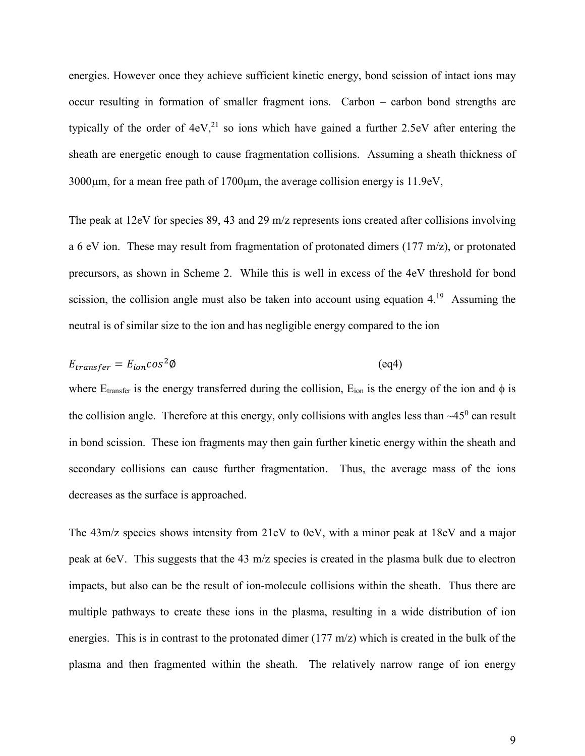energies. However once they achieve sufficient kinetic energy, bond scission of intact ions may occur resulting in formation of smaller fragment ions. Carbon – carbon bond strengths are typically of the order of 4eV,[21] so ions which have gained a further 2.5eV after entering the sheath are energetic enough to cause fragmentation collisions. Assuming a sheath thickness of 3000μm, for a mean free path of 1700μm, the average collision energy is 11.9eV,

The peak at 12eV for species 89, 43 and 29 m/z represents ions created after collisions involving a 6 eV ion. These may result from fragmentation of protonated dimers (177 m/z), or protonated precursors, as shown in Scheme 2. While this is well in excess of the 4eV threshold for bond scission, the collision angle must also be taken into account using equation 4.[19] Assuming the neutral is of similar size to the ion and has negligible energy compared to the ion

$$E_{transfer} = E_{ion} cos^2 \emptyset \qquad \text{(eq4)}$$

where $E_{transfer}$ is the energy transferred during the collision, $E_{ion}$ is the energy of the ion and $\phi$ is the collision angle. Therefore at this energy, only collisions with angles less than ~$45^0$ can result in bond scission. These ion fragments may then gain further kinetic energy within the sheath and secondary collisions can cause further fragmentation. Thus, the average mass of the ions decreases as the surface is approached.

The 43m/z species shows intensity from 21eV to 0eV, with a minor peak at 18eV and a major peak at 6eV. This suggests that the 43 m/z species is created in the plasma bulk due to electron impacts, but also can be the result of ion-molecule collisions within the sheath. Thus there are multiple pathways to create these ions in the plasma, resulting in a wide distribution of ion energies. This is in contrast to the protonated dimer (177 m/z) which is created in the bulk of the plasma and then fragmented within the sheath. The relatively narrow range of ion energy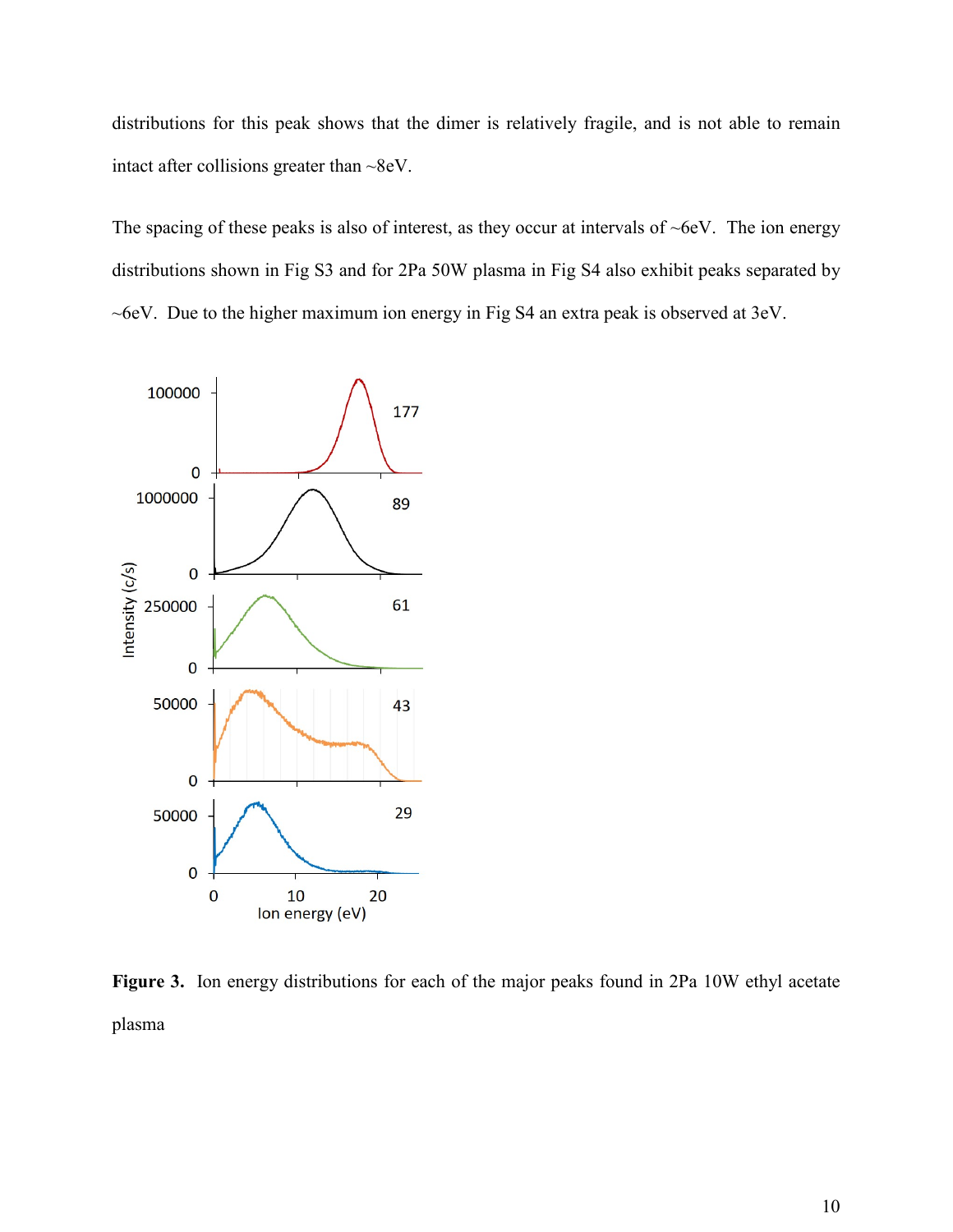distributions for this peak shows that the dimer is relatively fragile, and is not able to remain intact after collisions greater than ~8eV.

The spacing of these peaks is also of interest, as they occur at intervals of ~6eV. The ion energy distributions shown in Fig S3 and for 2Pa 50W plasma in Fig S4 also exhibit peaks separated by ~6eV. Due to the higher maximum ion energy in Fig S4 an extra peak is observed at 3eV.

100000
0
177
1000000
0
89
250000
0
61
50000
0
43
50000
0
29
Intensity (c/s)
0
10
20
Ion energy (eV)

**Figure 3.** Ion energy distributions for each of the major peaks found in 2Pa 10W ethyl acetate plasma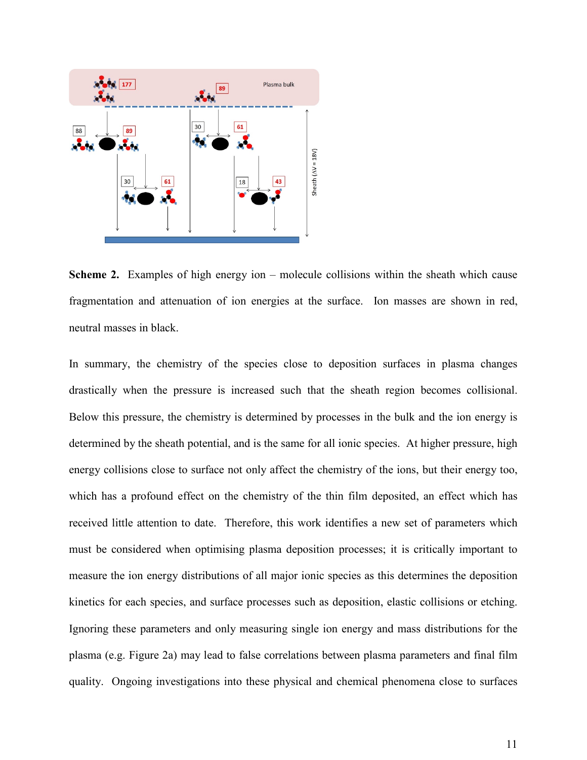Plasma bulk

177

89

88

89

30

61

30

61

18

43

Sheath (ΔV = 18V)

**Scheme 2.** Examples of high energy ion – molecule collisions within the sheath which cause fragmentation and attenuation of ion energies at the surface. Ion masses are shown in red, neutral masses in black.

In summary, the chemistry of the species close to deposition surfaces in plasma changes drastically when the pressure is increased such that the sheath region becomes collisional. Below this pressure, the chemistry is determined by processes in the bulk and the ion energy is determined by the sheath potential, and is the same for all ionic species. At higher pressure, high energy collisions close to surface not only affect the chemistry of the ions, but their energy too, which has a profound effect on the chemistry of the thin film deposited, an effect which has received little attention to date. Therefore, this work identifies a new set of parameters which must be considered when optimising plasma deposition processes; it is critically important to measure the ion energy distributions of all major ionic species as this determines the deposition kinetics for each species, and surface processes such as deposition, elastic collisions or etching. Ignoring these parameters and only measuring single ion energy and mass distributions for the plasma (e.g. Figure 2a) may lead to false correlations between plasma parameters and final film quality. Ongoing investigations into these physical and chemical phenomena close to surfaces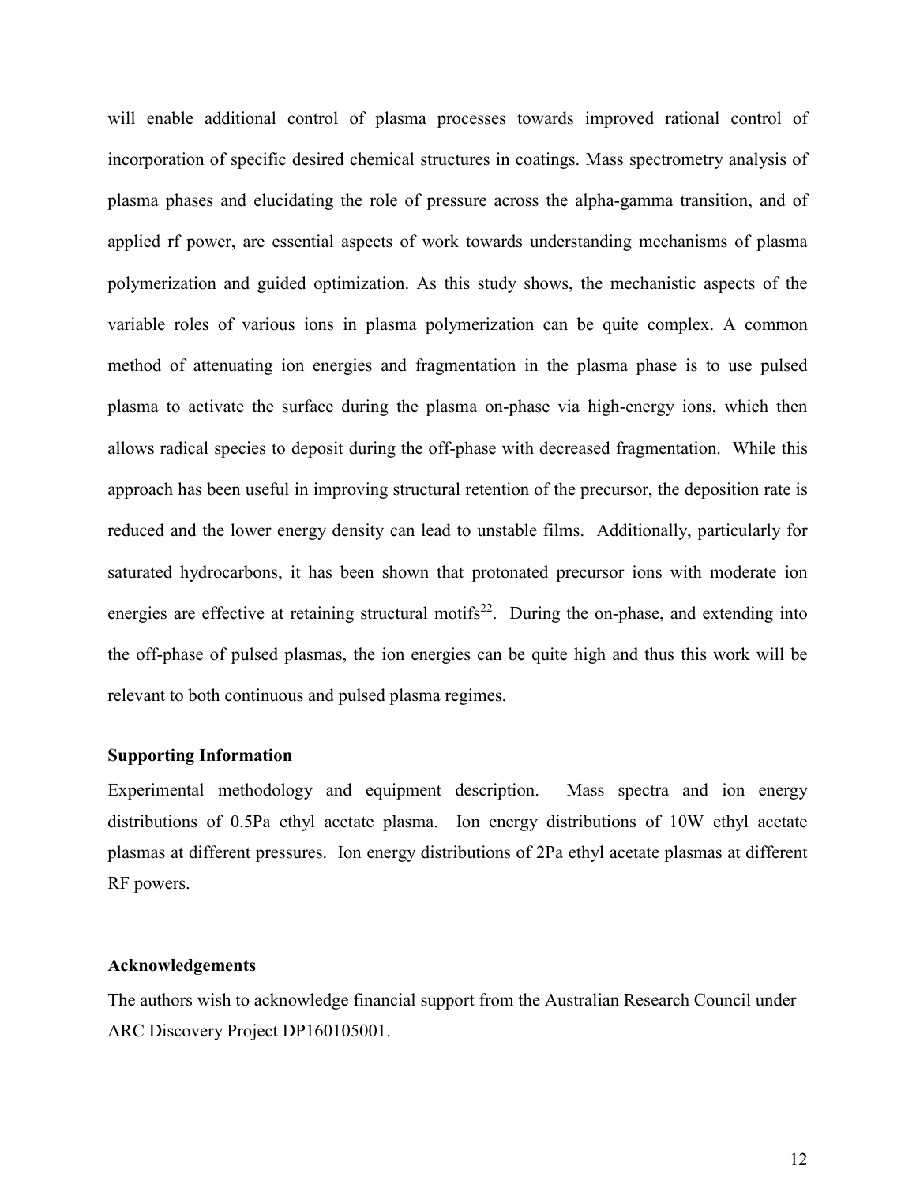will enable additional control of plasma processes towards improved rational control of incorporation of specific desired chemical structures in coatings. Mass spectrometry analysis of plasma phases and elucidating the role of pressure across the alpha-gamma transition, and of applied rf power, are essential aspects of work towards understanding mechanisms of plasma polymerization and guided optimization. As this study shows, the mechanistic aspects of the variable roles of various ions in plasma polymerization can be quite complex. A common method of attenuating ion energies and fragmentation in the plasma phase is to use pulsed plasma to activate the surface during the plasma on-phase via high-energy ions, which then allows radical species to deposit during the off-phase with decreased fragmentation. While this approach has been useful in improving structural retention of the precursor, the deposition rate is reduced and the lower energy density can lead to unstable films. Additionally, particularly for saturated hydrocarbons, it has been shown that protonated precursor ions with moderate ion energies are effective at retaining structural motifs[22]. During the on-phase, and extending into the off-phase of pulsed plasmas, the ion energies can be quite high and thus this work will be relevant to both continuous and pulsed plasma regimes.

**Supporting Information**

Experimental methodology and equipment description. Mass spectra and ion energy distributions of 0.5Pa ethyl acetate plasma. Ion energy distributions of 10W ethyl acetate plasmas at different pressures. Ion energy distributions of 2Pa ethyl acetate plasmas at different RF powers.

**Acknowledgements**

The authors wish to acknowledge financial support from the Australian Research Council under ARC Discovery Project DP160105001.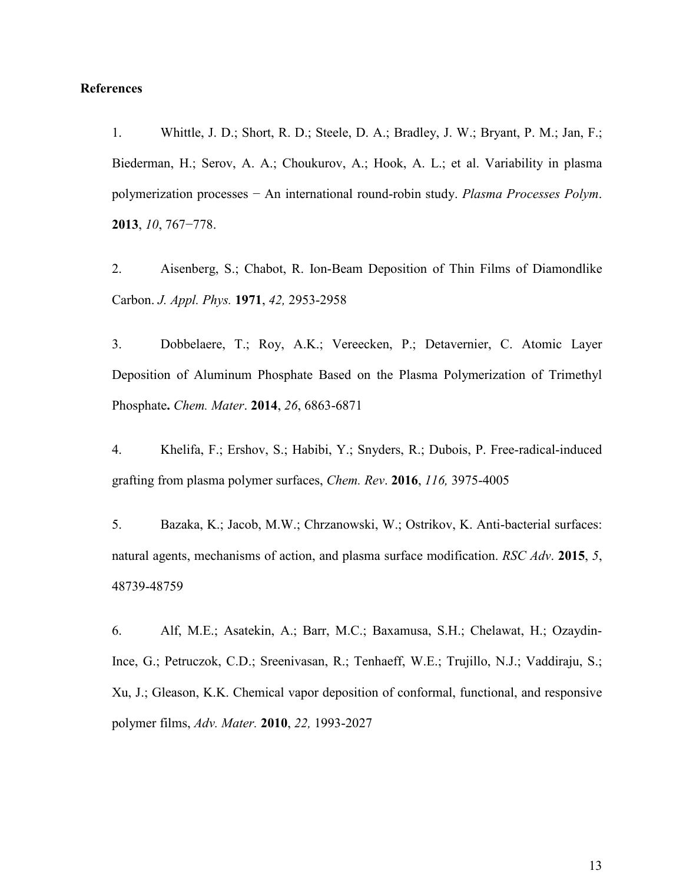**References**

1. Whittle, J. D.; Short, R. D.; Steele, D. A.; Bradley, J. W.; Bryant, P. M.; Jan, F.; Biederman, H.; Serov, A. A.; Choukurov, A.; Hook, A. L.; et al. Variability in plasma polymerization processes − An international round-robin study. *Plasma Processes Polym*. **2013**, *10*, 767−778.

2. Aisenberg, S.; Chabot, R. Ion-Beam Deposition of Thin Films of Diamondlike Carbon. *J. Appl. Phys.* **1971**, *42,* 2953-2958

3. Dobbelaere, T.; Roy, A.K.; Vereecken, P.; Detavernier, C. Atomic Layer Deposition of Aluminum Phosphate Based on the Plasma Polymerization of Trimethyl Phosphate**.** *Chem. Mater*. **2014**, *26*, 6863-6871

4. Khelifa, F.; Ershov, S.; Habibi, Y.; Snyders, R.; Dubois, P. Free-radical-induced grafting from plasma polymer surfaces, *Chem. Rev*. **2016**, *116,* 3975-4005

5. Bazaka, K.; Jacob, M.W.; Chrzanowski, W.; Ostrikov, K. Anti-bacterial surfaces: natural agents, mechanisms of action, and plasma surface modification. *RSC Adv*. **2015**, *5*, 48739-48759

6. Alf, M.E.; Asatekin, A.; Barr, M.C.; Baxamusa, S.H.; Chelawat, H.; Ozaydin-Ince, G.; Petruczok, C.D.; Sreenivasan, R.; Tenhaeff, W.E.; Trujillo, N.J.; Vaddiraju, S.; Xu, J.; Gleason, K.K. Chemical vapor deposition of conformal, functional, and responsive polymer films, *Adv. Mater.* **2010**, *22,* 1993-2027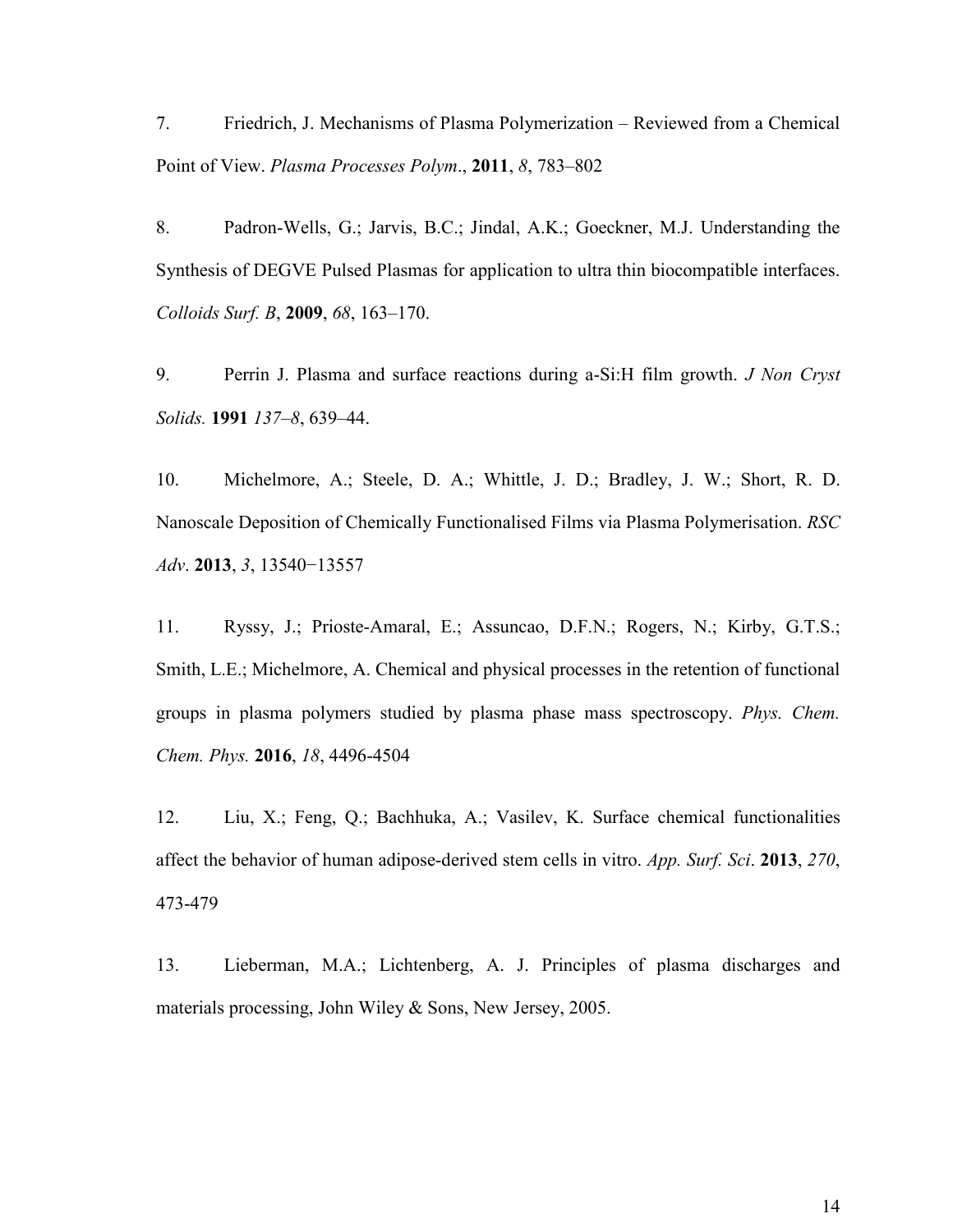7. Friedrich, J. Mechanisms of Plasma Polymerization – Reviewed from a Chemical Point of View. *Plasma Processes Polym*., **2011**, *8*, 783–802

8. Padron-Wells, G.; Jarvis, B.C.; Jindal, A.K.; Goeckner, M.J. Understanding the Synthesis of DEGVE Pulsed Plasmas for application to ultra thin biocompatible interfaces. *Colloids Surf. B*, **2009**, *68*, 163–170.

9. Perrin J. Plasma and surface reactions during a-Si:H film growth. *J Non Cryst Solids.* **1991** *137–8*, 639–44.

10. Michelmore, A.; Steele, D. A.; Whittle, J. D.; Bradley, J. W.; Short, R. D. Nanoscale Deposition of Chemically Functionalised Films via Plasma Polymerisation. *RSC Adv*. **2013**, *3*, 13540−13557

11. Ryssy, J.; Prioste-Amaral, E.; Assuncao, D.F.N.; Rogers, N.; Kirby, G.T.S.; Smith, L.E.; Michelmore, A. Chemical and physical processes in the retention of functional groups in plasma polymers studied by plasma phase mass spectroscopy. *Phys. Chem. Chem. Phys.* **2016**, *18*, 4496-4504

12. Liu, X.; Feng, Q.; Bachhuka, A.; Vasilev, K. Surface chemical functionalities affect the behavior of human adipose-derived stem cells in vitro. *App. Surf. Sci*. **2013**, *270*, 473-479

13. Lieberman, M.A.; Lichtenberg, A. J. Principles of plasma discharges and materials processing, John Wiley & Sons, New Jersey, 2005.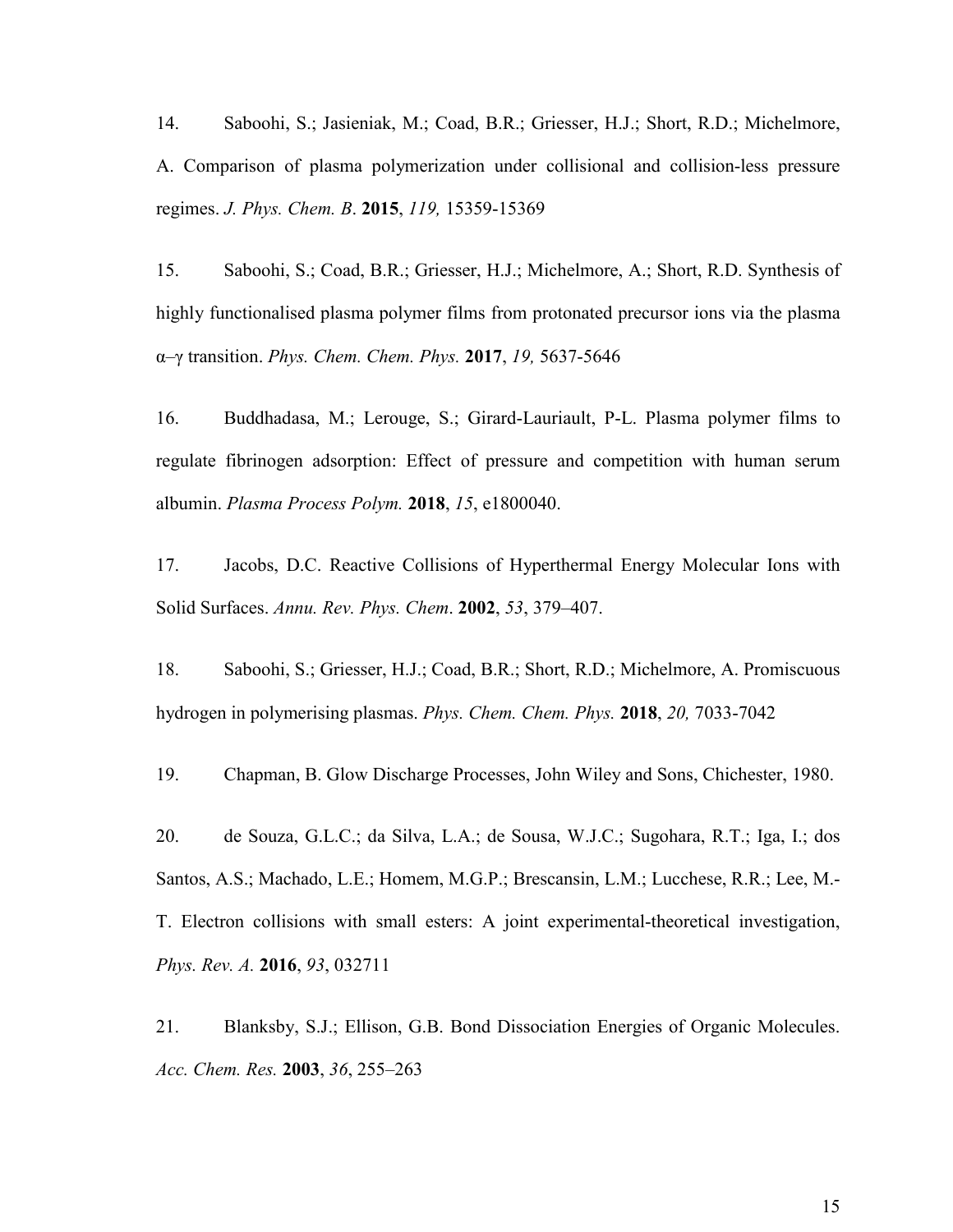14. Saboohi, S.; Jasieniak, M.; Coad, B.R.; Griesser, H.J.; Short, R.D.; Michelmore, A. Comparison of plasma polymerization under collisional and collision-less pressure regimes. *J. Phys. Chem. B*. **2015**, *119,* 15359-15369

15. Saboohi, S.; Coad, B.R.; Griesser, H.J.; Michelmore, A.; Short, R.D. Synthesis of highly functionalised plasma polymer films from protonated precursor ions via the plasma α–γ transition. *Phys. Chem. Chem. Phys.* **2017**, *19,* 5637-5646

16. Buddhadasa, M.; Lerouge, S.; Girard-Lauriault, P-L. Plasma polymer films to regulate fibrinogen adsorption: Effect of pressure and competition with human serum albumin. *Plasma Process Polym.* **2018**, *15*, e1800040.

17. Jacobs, D.C. Reactive Collisions of Hyperthermal Energy Molecular Ions with Solid Surfaces. *Annu. Rev. Phys. Chem*. **2002**, *53*, 379–407.

18. Saboohi, S.; Griesser, H.J.; Coad, B.R.; Short, R.D.; Michelmore, A. Promiscuous hydrogen in polymerising plasmas. *Phys. Chem. Chem. Phys.* **2018**, *20,* 7033-7042

19. Chapman, B. Glow Discharge Processes, John Wiley and Sons, Chichester, 1980.

20. de Souza, G.L.C.; da Silva, L.A.; de Sousa, W.J.C.; Sugohara, R.T.; Iga, I.; dos Santos, A.S.; Machado, L.E.; Homem, M.G.P.; Brescansin, L.M.; Lucchese, R.R.; Lee, M.-T. Electron collisions with small esters: A joint experimental-theoretical investigation, *Phys. Rev. A.* **2016**, *93*, 032711

21. Blanksby, S.J.; Ellison, G.B. Bond Dissociation Energies of Organic Molecules. *Acc. Chem. Res.* **2003**, *36*, 255–263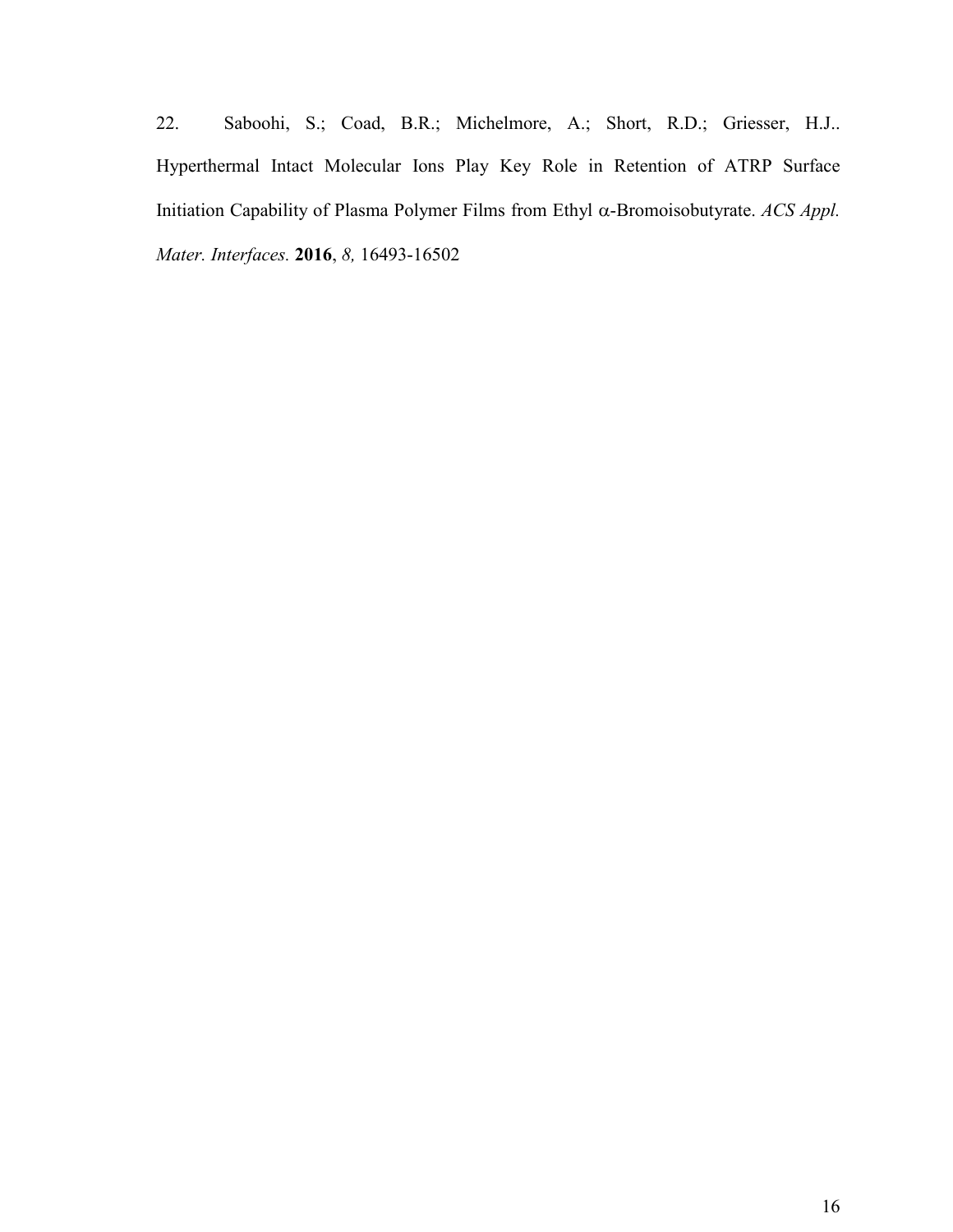22. Saboohi, S.; Coad, B.R.; Michelmore, A.; Short, R.D.; Griesser, H.J.. Hyperthermal Intact Molecular Ions Play Key Role in Retention of ATRP Surface Initiation Capability of Plasma Polymer Films from Ethyl $\alpha$-Bromoisobutyrate. *ACS Appl. Mater. Interfaces.* **2016**, *8,* 16493-16502